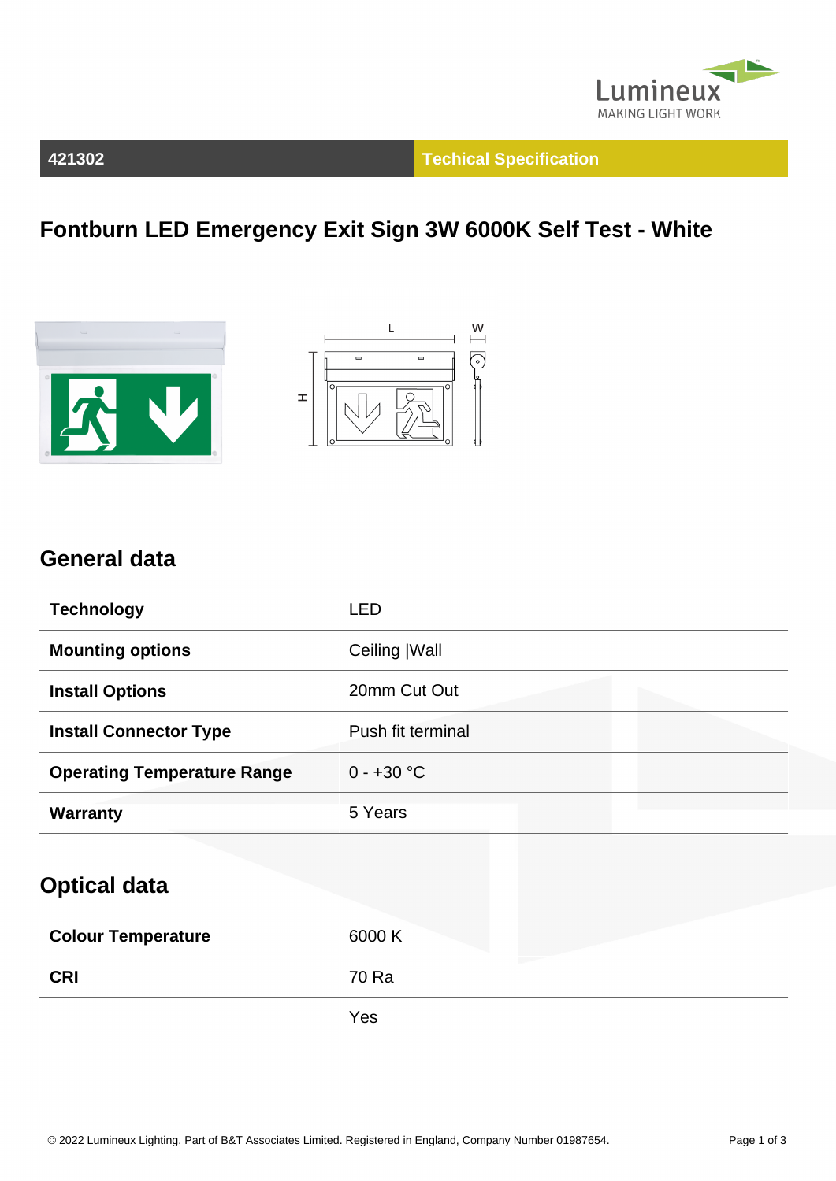Lumineux
MAKING LIGHT WORK

| 421302 | Techical Specification |
|---|---|

# Fontburn LED Emergency Exit Sign 3W 6000K Self Test - White

## General data

| | |
|---|---|
| **Technology** | LED |
| **Mounting options** | Ceiling \|Wall |
| **Install Options** | 20mm Cut Out |
| **Install Connector Type** | Push fit terminal |
| **Operating Temperature Range** | 0 - +30 °C |
| **Warranty** | 5 Years |

## Optical data

| | |
|---|---|
| **Colour Temperature** | 6000 K |
| **CRI** | 70 Ra |
| | Yes |

© 2022 Lumineux Lighting. Part of B&T Associates Limited. Registered in England, Company Number 01987654.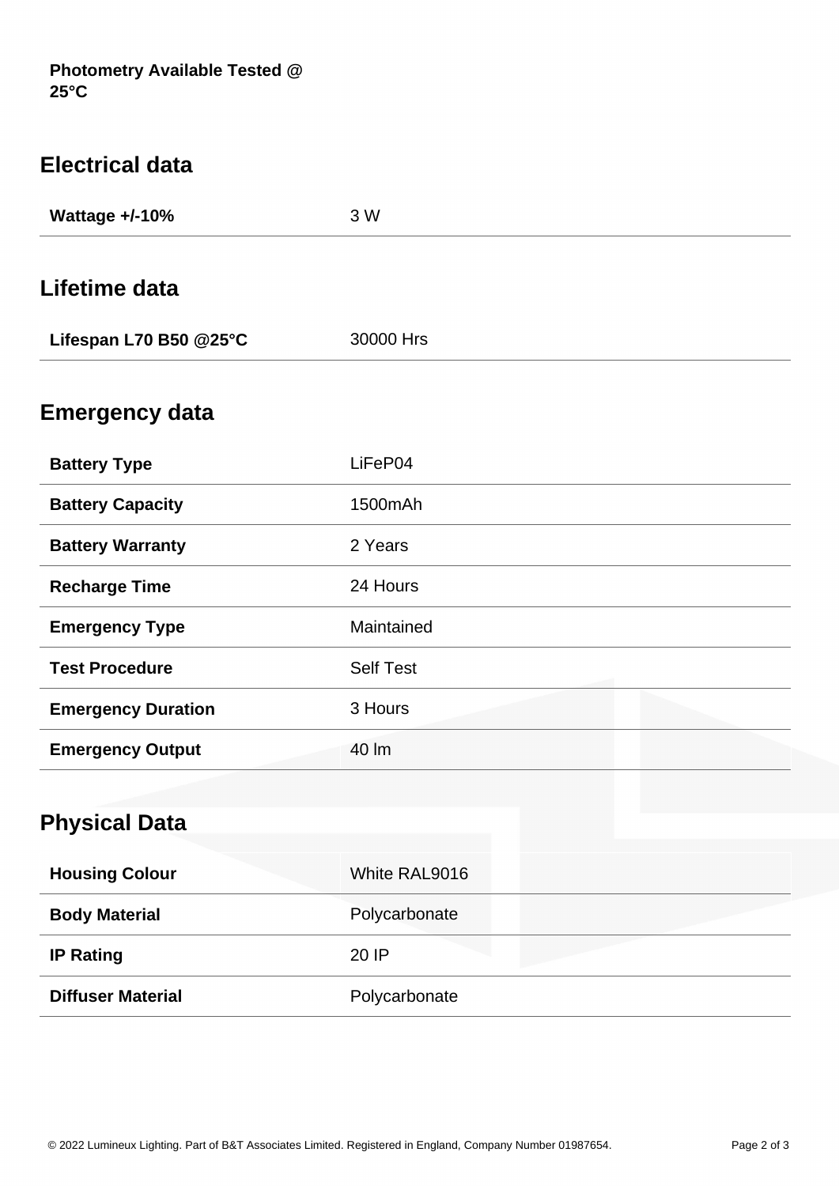**Photometry Available Tested @ 25°C**

## Electrical data

| | |
|---|---|
| **Wattage +/-10%** | 3 W |

## Lifetime data

| | |
|---|---|
| **Lifespan L70 B50 @25°C** | 30000 Hrs |

## Emergency data

| | |
|---|---|
| **Battery Type** | LiFeP04 |
| **Battery Capacity** | 1500mAh |
| **Battery Warranty** | 2 Years |
| **Recharge Time** | 24 Hours |
| **Emergency Type** | Maintained |
| **Test Procedure** | Self Test |
| **Emergency Duration** | 3 Hours |
| **Emergency Output** | 40 lm |

## Physical Data

| | |
|---|---|
| **Housing Colour** | White RAL9016 |
| **Body Material** | Polycarbonate |
| **IP Rating** | 20 IP |
| **Diffuser Material** | Polycarbonate |

© 2022 Lumineux Lighting. Part of B&T Associates Limited. Registered in England, Company Number 01987654.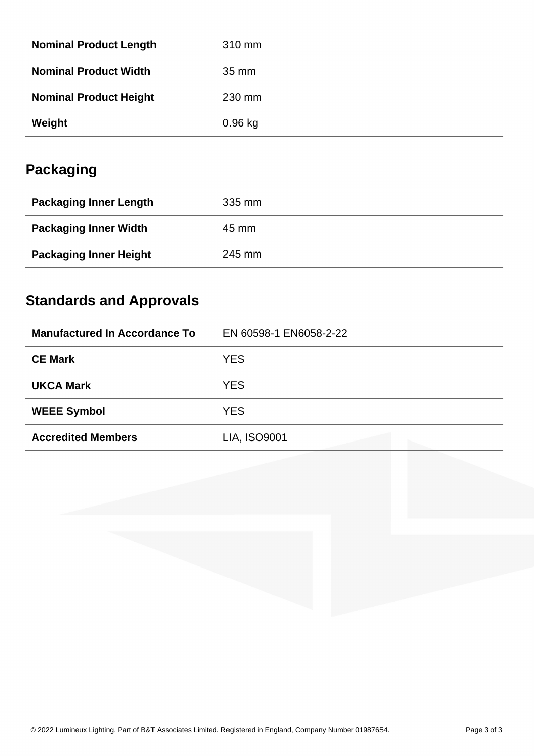| | |
|---|---|
| **Nominal Product Length** | 310 mm |
| **Nominal Product Width** | 35 mm |
| **Nominal Product Height** | 230 mm |
| **Weight** | 0.96 kg |

## Packaging

| | |
|---|---|
| **Packaging Inner Length** | 335 mm |
| **Packaging Inner Width** | 45 mm |
| **Packaging Inner Height** | 245 mm |

## Standards and Approvals

| | |
|---|---|
| **Manufactured In Accordance To** | EN 60598-1 EN6058-2-22 |
| **CE Mark** | YES |
| **UKCA Mark** | YES |
| **WEEE Symbol** | YES |
| **Accredited Members** | LIA, ISO9001 |

© 2022 Lumineux Lighting. Part of B&T Associates Limited. Registered in England, Company Number 01987654.